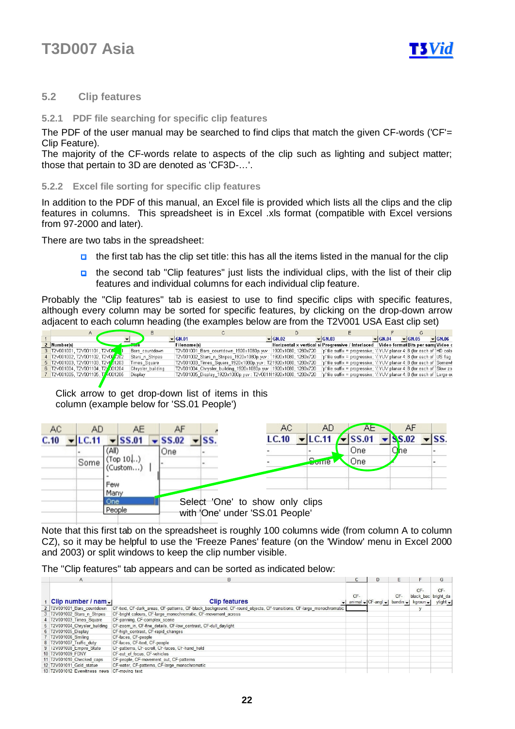## 5.2 Clip features

### 5.2.1 PDF file searching for specific clip features

The PDF of the user manual may be searched to find clips that match the given CF-words ('CF'= Clip Feature).
The majority of the CF-words relate to aspects of the clip such as lighting and subject matter; those that pertain to 3D are denoted as 'CF3D-…'.

### 5.2.2 Excel file sorting for specific clip features

In addition to the PDF of this manual, an Excel file is provided which lists all the clips and the clip features in columns. This spreadsheet is in Excel .xls format (compatible with Excel versions from 97-2000 and later).

There are two tabs in the spreadsheet:

- the first tab has the clip set title: this has all the items listed in the manual for the clip
- the second tab "Clip features" just lists the individual clips, with the list of their clip features and individual columns for each individual clip feature.

Probably the "Clip features" tab is easiest to use to find specific clips with specific features, although every column may be sorted for specific features, by clicking on the drop-down arrow adjacent to each column heading (the examples below are from the T2V001 USA East clip set)

Click arrow to get drop-down list of items in this column (example below for 'SS.01 People')

Select 'One' to show only clips with 'One' under 'SS.01 People'

Note that this first tab on the spreadsheet is roughly 100 columns wide (from column A to column CZ), so it may be helpful to use the 'Freeze Panes' feature (on the 'Window' menu in Excel 2000 and 2003) or split windows to keep the clip number visible.

The "Clip features" tab appears and can be sorted as indicated below:

| Clip number / name | Clip features | CF-animal | CF-angl | CF-banding | CF-black_background | CF-bright_daylight |
|---|---|---|---|---|---|---|
| T2V001001_Bars_countdown | CF-text, CF-dark_areas, CF-patterns, CF-black_background, CF-round_objects, CF-transitions, CF-large_monochromatic | | | | y | |
| T2V001002_Stars_n_Stripes | CF-bright colours, CF-large_monochromatic, CF-movement_across | | | | | |
| T2V001003_Times_Square | CF-panning, CF-complex_scene | | | | | |
| T2V001004_Chrysler_building | CF-zoom_in, CF-fine_details, CF-low_contrast, CF-dull_daylight | | | | | |
| T2V001005_Display | CF-high_contrast, CF-rapid_changes | | | | | |
| T2V001006_Smiling | CF-faces, CF-people | | | | | |
| T2V001007_Traffic_duty | CF-faces, CF-text, CF-people | | | | | |
| T2V001008_Empire_State | CF-patterns, CF-scroll, CF-faces, CF-hand_held | | | | | |
| T2V001009_FDNY | CF-out_of_focus, CF-vehicles | | | | | |
| T2V001010_Checked_caps | CF-people, CF-movement_out, CF-patterns | | | | | |
| T2V001011_Gold_statue | CF-water, CF-patterns, CF-large_monochromatic | | | | | |
| T2V001012_Eyewitness_news | CF-moving text | | | | | |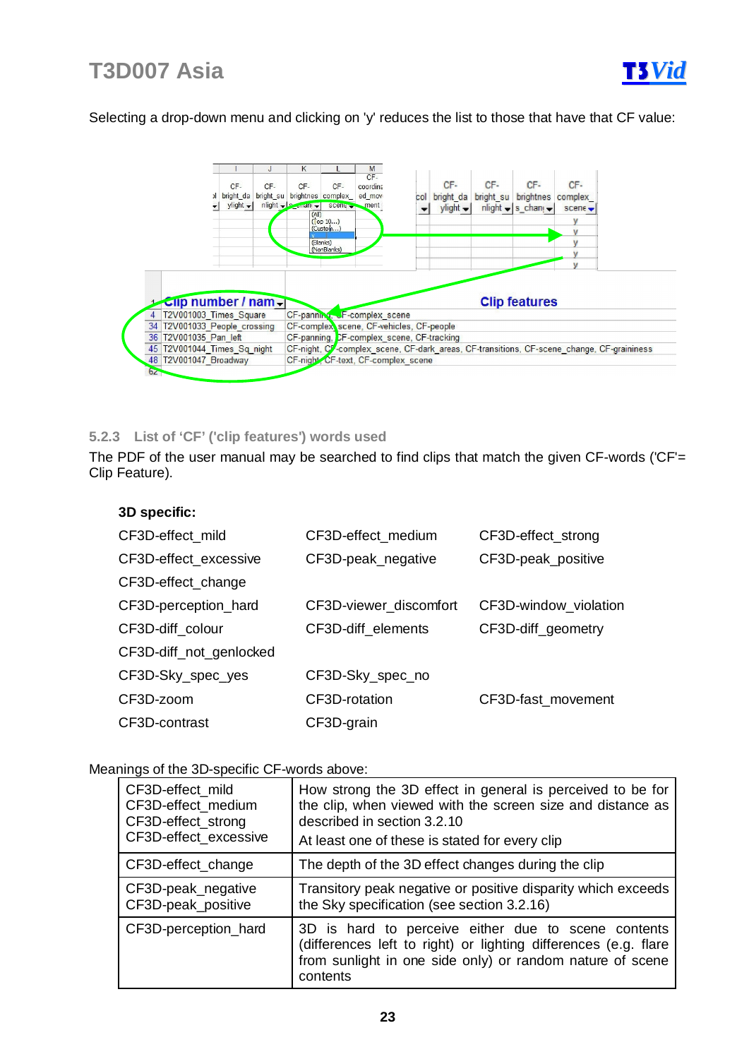Selecting a drop-down menu and clicking on 'y' reduces the list to those that have that CF value:

### 5.2.3 List of 'CF' ('clip features') words used

The PDF of the user manual may be searched to find clips that match the given CF-words ('CF'= Clip Feature).

**3D specific:**

| | | |
|---|---|---|
| CF3D-effect_mild | CF3D-effect_medium | CF3D-effect_strong |
| CF3D-effect_excessive | CF3D-peak_negative | CF3D-peak_positive |
| CF3D-effect_change | | |
| CF3D-perception_hard | CF3D-viewer_discomfort | CF3D-window_violation |
| CF3D-diff_colour | CF3D-diff_elements | CF3D-diff_geometry |
| CF3D-diff_not_genlocked | | |
| CF3D-Sky_spec_yes | CF3D-Sky_spec_no | |
| CF3D-zoom | CF3D-rotation | CF3D-fast_movement |
| CF3D-contrast | CF3D-grain | |

Meanings of the 3D-specific CF-words above:

| | |
|---|---|
| CF3D-effect_mild<br>CF3D-effect_medium<br>CF3D-effect_strong<br>CF3D-effect_excessive | How strong the 3D effect in general is perceived to be for the clip, when viewed with the screen size and distance as described in section 3.2.10<br>At least one of these is stated for every clip |
| CF3D-effect_change | The depth of the 3D effect changes during the clip |
| CF3D-peak_negative<br>CF3D-peak_positive | Transitory peak negative or positive disparity which exceeds the Sky specification (see section 3.2.16) |
| CF3D-perception_hard | 3D is hard to perceive either due to scene contents (differences left to right) or lighting differences (e.g. flare from sunlight in one side only) or random nature of scene contents |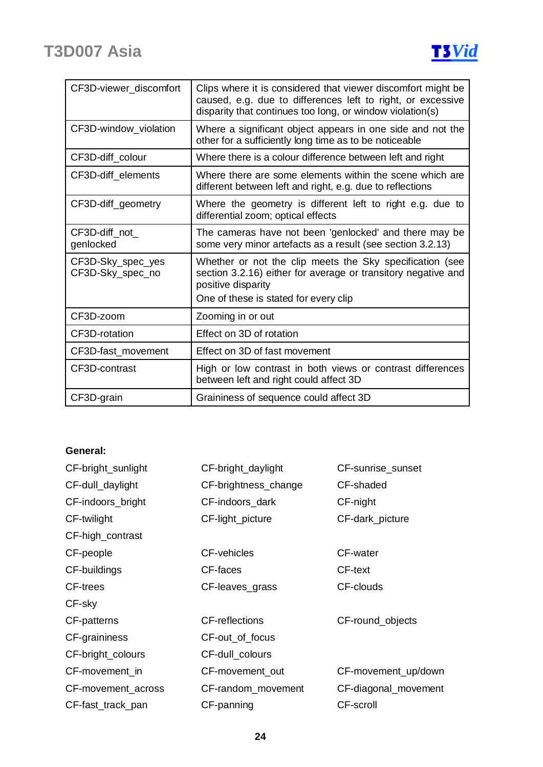| CF3D-viewer_discomfort | Clips where it is considered that viewer discomfort might be caused, e.g. due to differences left to right, or excessive disparity that continues too long, or window violation(s) |
|---|---|
| CF3D-window_violation | Where a significant object appears in one side and not the other for a sufficiently long time as to be noticeable |
| CF3D-diff_colour | Where there is a colour difference between left and right |
| CF3D-diff_elements | Where there are some elements within the scene which are different between left and right, e.g. due to reflections |
| CF3D-diff_geometry | Where the geometry is different left to right e.g. due to differential zoom; optical effects |
| CF3D-diff_not_ genlocked | The cameras have not been 'genlocked' and there may be some very minor artefacts as a result (see section 3.2.13) |
| CF3D-Sky_spec_yes CF3D-Sky_spec_no | Whether or not the clip meets the Sky specification (see section 3.2.16) either for average or transitory negative and positive disparity One of these is stated for every clip |
| CF3D-zoom | Zooming in or out |
| CF3D-rotation | Effect on 3D of rotation |
| CF3D-fast_movement | Effect on 3D of fast movement |
| CF3D-contrast | High or low contrast in both views or contrast differences between left and right could affect 3D |
| CF3D-grain | Graininess of sequence could affect 3D |

**General:**

CF-bright_sunlight
CF-bright_daylight
CF-sunrise_sunset
CF-dull_daylight
CF-brightness_change
CF-shaded
CF-indoors_bright
CF-indoors_dark
CF-night
CF-twilight
CF-light_picture
CF-dark_picture
CF-high_contrast

CF-people
CF-vehicles
CF-water
CF-buildings
CF-faces
CF-text
CF-trees
CF-leaves_grass
CF-clouds
CF-sky

CF-patterns
CF-reflections
CF-round_objects
CF-graininess
CF-out_of_focus
CF-bright_colours
CF-dull_colours
CF-movement_in
CF-movement_out
CF-movement_up/down
CF-movement_across
CF-random_movement
CF-diagonal_movement
CF-fast_track_pan
CF-panning
CF-scroll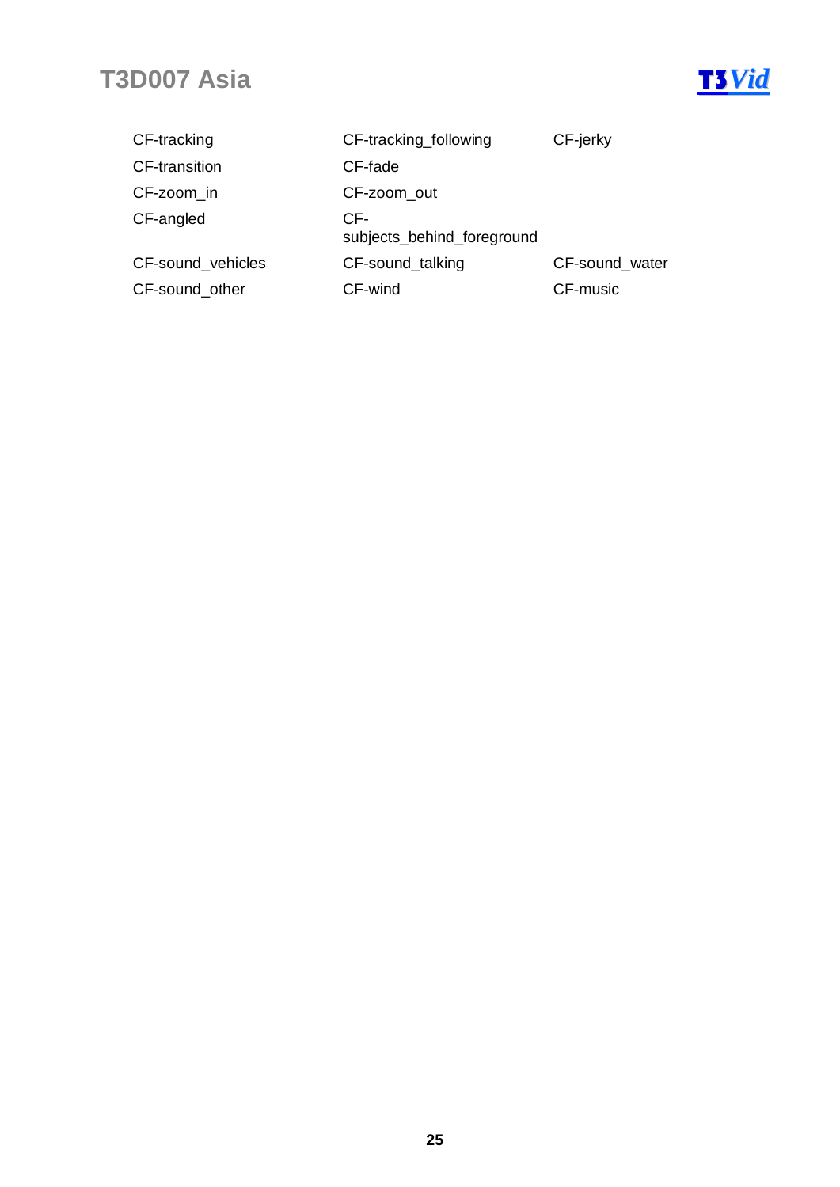| | | |
|---|---|---|
| CF-tracking | CF-tracking_following | CF-jerky |
| CF-transition | CF-fade | |
| CF-zoom_in | CF-zoom_out | |
| CF-angled | CF-subjects_behind_foreground | |
| CF-sound_vehicles | CF-sound_talking | CF-sound_water |
| CF-sound_other | CF-wind | CF-music |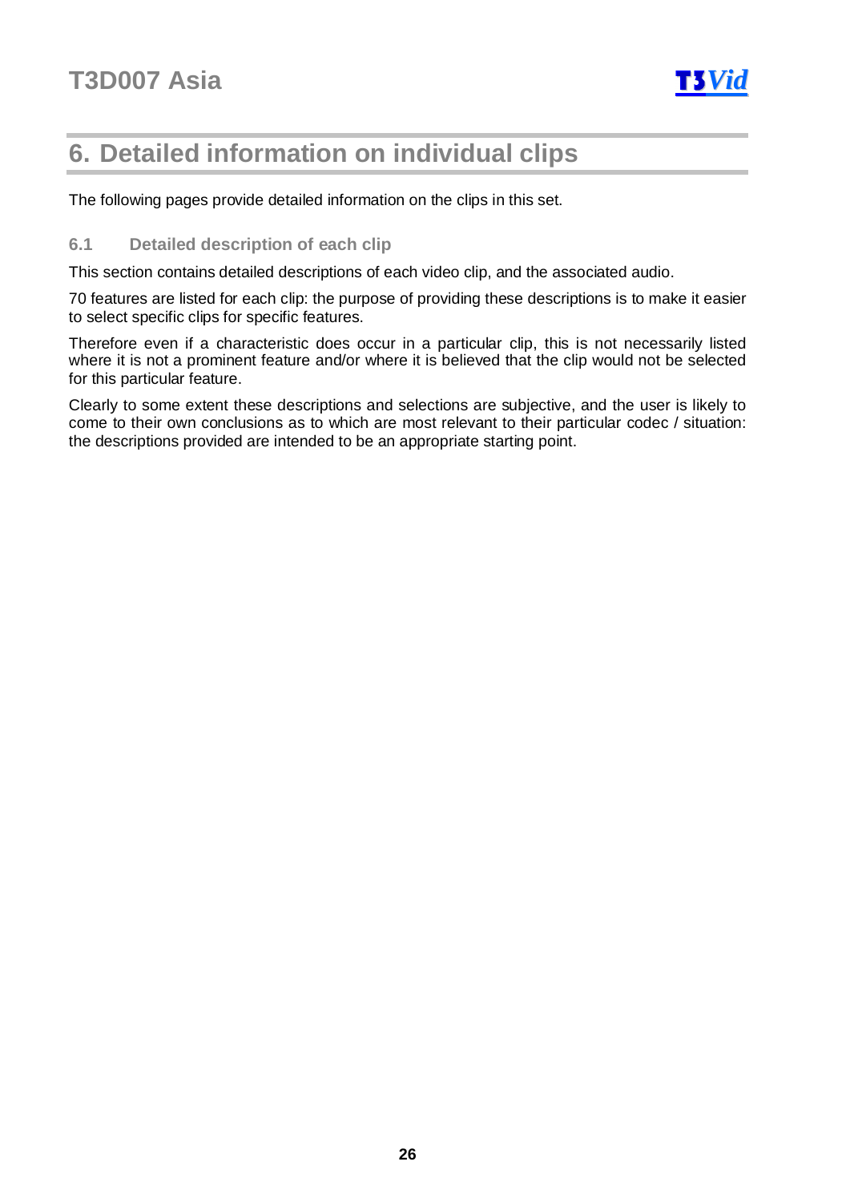# 6. Detailed information on individual clips

The following pages provide detailed information on the clips in this set.

## 6.1 Detailed description of each clip

This section contains detailed descriptions of each video clip, and the associated audio.

70 features are listed for each clip: the purpose of providing these descriptions is to make it easier to select specific clips for specific features.

Therefore even if a characteristic does occur in a particular clip, this is not necessarily listed where it is not a prominent feature and/or where it is believed that the clip would not be selected for this particular feature.

Clearly to some extent these descriptions and selections are subjective, and the user is likely to come to their own conclusions as to which are most relevant to their particular codec / situation: the descriptions provided are intended to be an appropriate starting point.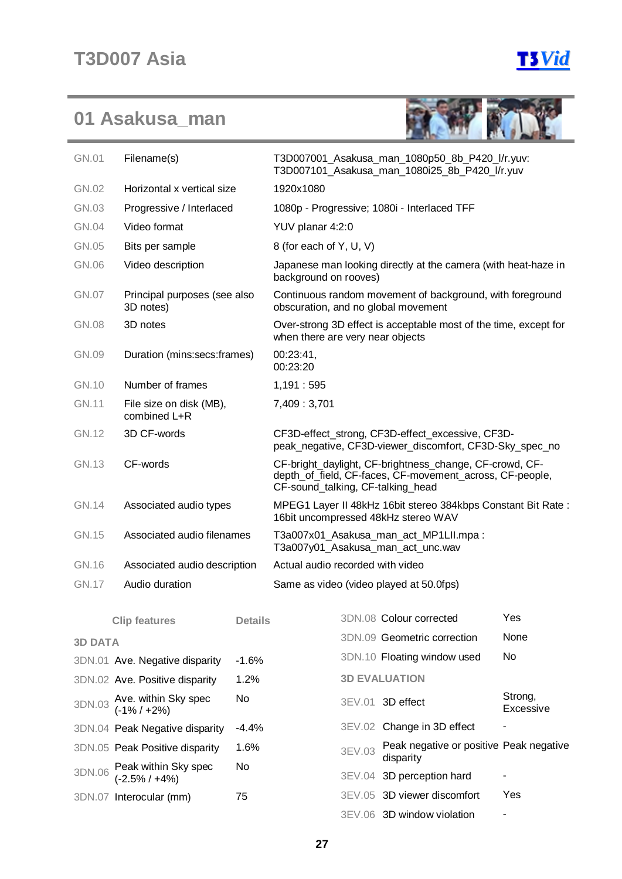# T3D007 Asia

## 01 Asakusa_man

| | | |
|---|---|---|
| GN.01 | Filename(s) | T3D007001_Asakusa_man_1080p50_8b_P420_l/r.yuv: T3D007101_Asakusa_man_1080i25_8b_P420_l/r.yuv |
| GN.02 | Horizontal x vertical size | 1920x1080 |
| GN.03 | Progressive / Interlaced | 1080p - Progressive; 1080i - Interlaced TFF |
| GN.04 | Video format | YUV planar 4:2:0 |
| GN.05 | Bits per sample | 8 (for each of Y, U, V) |
| GN.06 | Video description | Japanese man looking directly at the camera (with heat-haze in background on rooves) |
| GN.07 | Principal purposes (see also 3D notes) | Continuous random movement of background, with foreground obscuration, and no global movement |
| GN.08 | 3D notes | Over-strong 3D effect is acceptable most of the time, except for when there are very near objects |
| GN.09 | Duration (mins:secs:frames) | 00:23:41, 00:23:20 |
| GN.10 | Number of frames | 1,191 : 595 |
| GN.11 | File size on disk (MB), combined L+R | 7,409 : 3,701 |
| GN.12 | 3D CF-words | CF3D-effect_strong, CF3D-effect_excessive, CF3D-peak_negative, CF3D-viewer_discomfort, CF3D-Sky_spec_no |
| GN.13 | CF-words | CF-bright_daylight, CF-brightness_change, CF-crowd, CF-depth_of_field, CF-faces, CF-movement_across, CF-people, CF-sound_talking, CF-talking_head |
| GN.14 | Associated audio types | MPEG1 Layer II 48kHz 16bit stereo 384kbps Constant Bit Rate : 16bit uncompressed 48kHz stereo WAV |
| GN.15 | Associated audio filenames | T3a007x01_Asakusa_man_act_MP1LII.mpa : T3a007y01_Asakusa_man_act_unc.wav |
| GN.16 | Associated audio description | Actual audio recorded with video |
| GN.17 | Audio duration | Same as video (video played at 50.0fps) |

| | Clip features | Details |
|---|---|---|
| **3D DATA** | | |
| 3DN.01 | Ave. Negative disparity | -1.6% |
| 3DN.02 | Ave. Positive disparity | 1.2% |
| 3DN.03 | Ave. within Sky spec (-1% / +2%) | No |
| 3DN.04 | Peak Negative disparity | -4.4% |
| 3DN.05 | Peak Positive disparity | 1.6% |
| 3DN.06 | Peak within Sky spec (-2.5% / +4%) | No |
| 3DN.07 | Interocular (mm) | 75 |
| 3DN.08 | Colour corrected | Yes |
| 3DN.09 | Geometric correction | None |
| 3DN.10 | Floating window used | No |
| **3D EVALUATION** | | |
| 3EV.01 | 3D effect | Strong, Excessive |
| 3EV.02 | Change in 3D effect | - |
| 3EV.03 | Peak negative or positive disparity | Peak negative |
| 3EV.04 | 3D perception hard | - |
| 3EV.05 | 3D viewer discomfort | Yes |
| 3EV.06 | 3D window violation | - |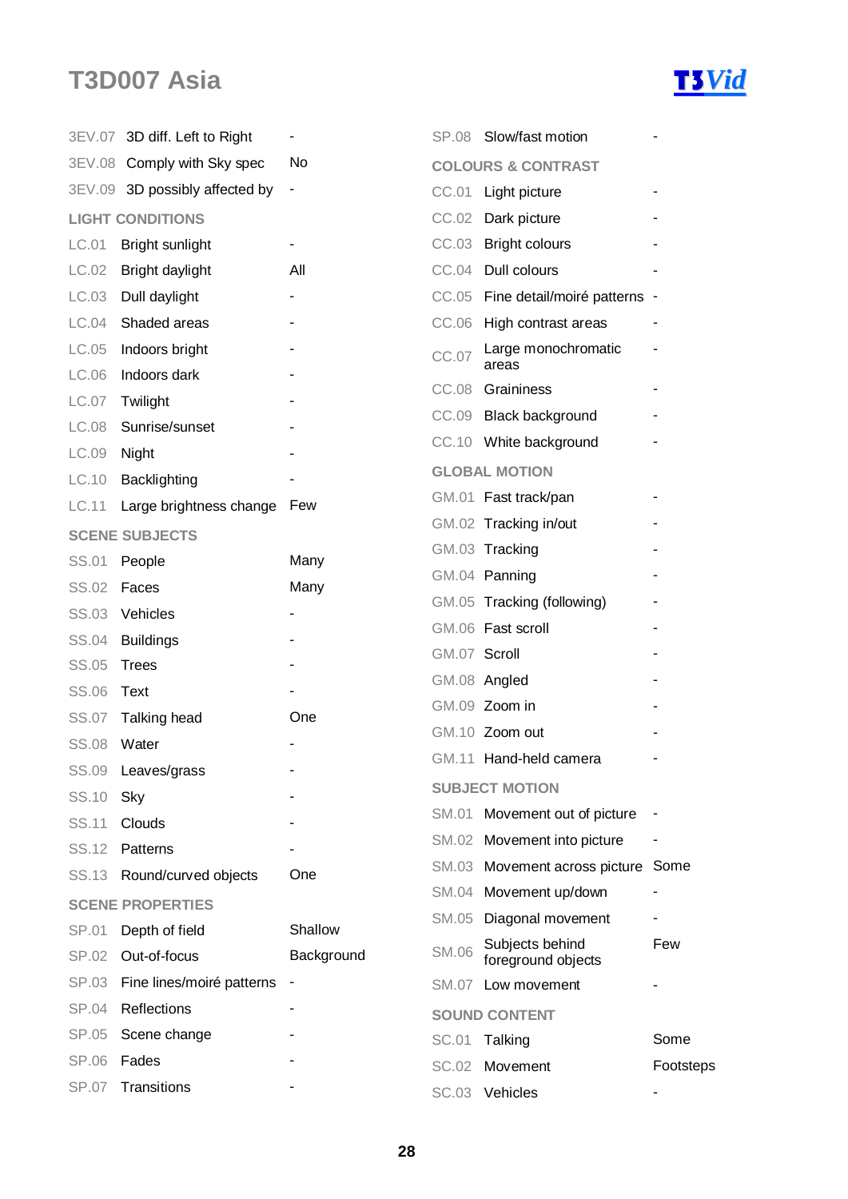# T3D007 Asia

| Code | Item | Value |
|---|---|---|
| 3EV.07 | 3D diff. Left to Right | - |
| 3EV.08 | Comply with Sky spec | No |
| 3EV.09 | 3D possibly affected by | - |

## LIGHT CONDITIONS

| Code | Item | Value |
|---|---|---|
| LC.01 | Bright sunlight | - |
| LC.02 | Bright daylight | All |
| LC.03 | Dull daylight | - |
| LC.04 | Shaded areas | - |
| LC.05 | Indoors bright | - |
| LC.06 | Indoors dark | - |
| LC.07 | Twilight | - |
| LC.08 | Sunrise/sunset | - |
| LC.09 | Night | - |
| LC.10 | Backlighting | - |
| LC.11 | Large brightness change | Few |

## SCENE SUBJECTS

| Code | Item | Value |
|---|---|---|
| SS.01 | People | Many |
| SS.02 | Faces | Many |
| SS.03 | Vehicles | - |
| SS.04 | Buildings | - |
| SS.05 | Trees | - |
| SS.06 | Text | - |
| SS.07 | Talking head | One |
| SS.08 | Water | - |
| SS.09 | Leaves/grass | - |
| SS.10 | Sky | - |
| SS.11 | Clouds | - |
| SS.12 | Patterns | - |
| SS.13 | Round/curved objects | One |

## SCENE PROPERTIES

| Code | Item | Value |
|---|---|---|
| SP.01 | Depth of field | Shallow |
| SP.02 | Out-of-focus | Background |
| SP.03 | Fine lines/moiré patterns | - |
| SP.04 | Reflections | - |
| SP.05 | Scene change | - |
| SP.06 | Fades | - |
| SP.07 | Transitions | - |
| SP.08 | Slow/fast motion | - |

## COLOURS & CONTRAST

| Code | Item | Value |
|---|---|---|
| CC.01 | Light picture | - |
| CC.02 | Dark picture | - |
| CC.03 | Bright colours | - |
| CC.04 | Dull colours | - |
| CC.05 | Fine detail/moiré patterns | - |
| CC.06 | High contrast areas | - |
| CC.07 | Large monochromatic areas | - |
| CC.08 | Graininess | - |
| CC.09 | Black background | - |
| CC.10 | White background | - |

## GLOBAL MOTION

| Code | Item | Value |
|---|---|---|
| GM.01 | Fast track/pan | - |
| GM.02 | Tracking in/out | - |
| GM.03 | Tracking | - |
| GM.04 | Panning | - |
| GM.05 | Tracking (following) | - |
| GM.06 | Fast scroll | - |
| GM.07 | Scroll | - |
| GM.08 | Angled | - |
| GM.09 | Zoom in | - |
| GM.10 | Zoom out | - |
| GM.11 | Hand-held camera | - |

## SUBJECT MOTION

| Code | Item | Value |
|---|---|---|
| SM.01 | Movement out of picture | - |
| SM.02 | Movement into picture | - |
| SM.03 | Movement across picture | Some |
| SM.04 | Movement up/down | - |
| SM.05 | Diagonal movement | - |
| SM.06 | Subjects behind foreground objects | Few |
| SM.07 | Low movement | - |

## SOUND CONTENT

| Code | Item | Value |
|---|---|---|
| SC.01 | Talking | Some |
| SC.02 | Movement | Footsteps |
| SC.03 | Vehicles | - |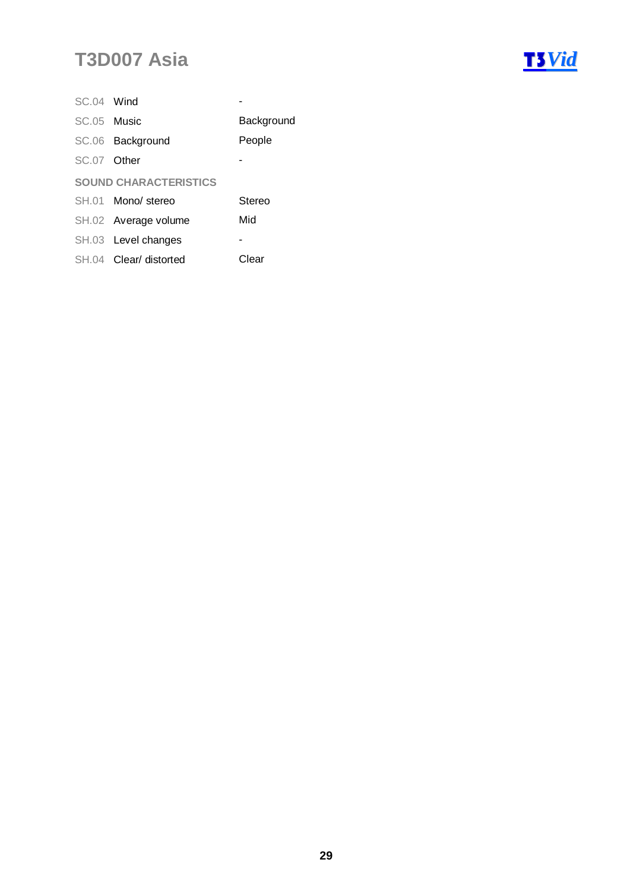| | | |
|---|---|---|
| SC.04 | Wind | - |
| SC.05 | Music | Background |
| SC.06 | Background | People |
| SC.07 | Other | - |

**SOUND CHARACTERISTICS**

| | | |
|---|---|---|
| SH.01 | Mono/ stereo | Stereo |
| SH.02 | Average volume | Mid |
| SH.03 | Level changes | - |
| SH.04 | Clear/ distorted | Clear |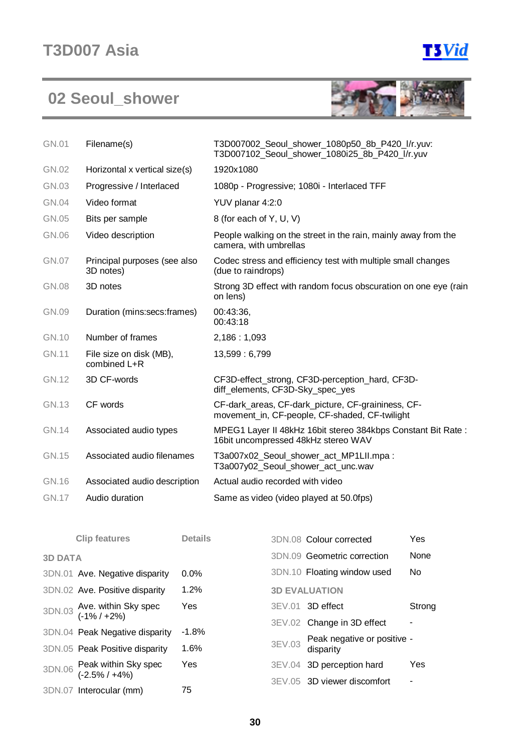# T3D007 Asia

## 02 Seoul_shower

| | | |
|---|---|---|
| GN.01 | Filename(s) | T3D007002_Seoul_shower_1080p50_8b_P420_l/r.yuv: T3D007102_Seoul_shower_1080i25_8b_P420_l/r.yuv |
| GN.02 | Horizontal x vertical size(s) | 1920x1080 |
| GN.03 | Progressive / Interlaced | 1080p - Progressive; 1080i - Interlaced TFF |
| GN.04 | Video format | YUV planar 4:2:0 |
| GN.05 | Bits per sample | 8 (for each of Y, U, V) |
| GN.06 | Video description | People walking on the street in the rain, mainly away from the camera, with umbrellas |
| GN.07 | Principal purposes (see also 3D notes) | Codec stress and efficiency test with multiple small changes (due to raindrops) |
| GN.08 | 3D notes | Strong 3D effect with random focus obscuration on one eye (rain on lens) |
| GN.09 | Duration (mins:secs:frames) | 00:43:36, 00:43:18 |
| GN.10 | Number of frames | 2,186 : 1,093 |
| GN.11 | File size on disk (MB), combined L+R | 13,599 : 6,799 |
| GN.12 | 3D CF-words | CF3D-effect_strong, CF3D-perception_hard, CF3D-diff_elements, CF3D-Sky_spec_yes |
| GN.13 | CF words | CF-dark_areas, CF-dark_picture, CF-graininess, CF-movement_in, CF-people, CF-shaded, CF-twilight |
| GN.14 | Associated audio types | MPEG1 Layer II 48kHz 16bit stereo 384kbps Constant Bit Rate : 16bit uncompressed 48kHz stereo WAV |
| GN.15 | Associated audio filenames | T3a007x02_Seoul_shower_act_MP1LII.mpa : T3a007y02_Seoul_shower_act_unc.wav |
| GN.16 | Associated audio description | Actual audio recorded with video |
| GN.17 | Audio duration | Same as video (video played at 50.0fps) |

| | Clip features | Details |
|---|---|---|
| **3D DATA** | | |
| 3DN.01 | Ave. Negative disparity | 0.0% |
| 3DN.02 | Ave. Positive disparity | 1.2% |
| 3DN.03 | Ave. within Sky spec (-1% / +2%) | Yes |
| 3DN.04 | Peak Negative disparity | -1.8% |
| 3DN.05 | Peak Positive disparity | 1.6% |
| 3DN.06 | Peak within Sky spec (-2.5% / +4%) | Yes |
| 3DN.07 | Interocular (mm) | 75 |
| 3DN.08 | Colour corrected | Yes |
| 3DN.09 | Geometric correction | None |
| 3DN.10 | Floating window used | No |
| **3D EVALUATION** | | |
| 3EV.01 | 3D effect | Strong |
| 3EV.02 | Change in 3D effect | - |
| 3EV.03 | Peak negative or positive disparity | - |
| 3EV.04 | 3D perception hard | Yes |
| 3EV.05 | 3D viewer discomfort | - |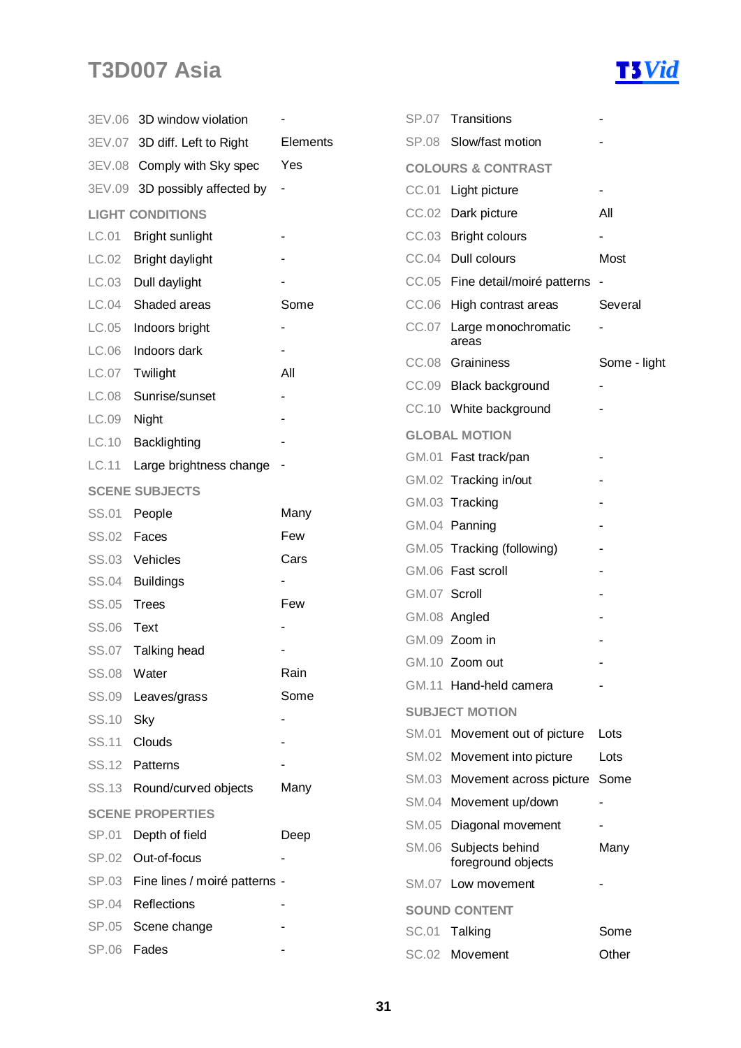# T3D007 Asia

| Code | Item | Value |
|---|---|---|
| 3EV.06 | 3D window violation | - |
| 3EV.07 | 3D diff. Left to Right | Elements |
| 3EV.08 | Comply with Sky spec | Yes |
| 3EV.09 | 3D possibly affected by | - |

## LIGHT CONDITIONS

| Code | Item | Value |
|---|---|---|
| LC.01 | Bright sunlight | - |
| LC.02 | Bright daylight | - |
| LC.03 | Dull daylight | - |
| LC.04 | Shaded areas | Some |
| LC.05 | Indoors bright | - |
| LC.06 | Indoors dark | - |
| LC.07 | Twilight | All |
| LC.08 | Sunrise/sunset | - |
| LC.09 | Night | - |
| LC.10 | Backlighting | - |
| LC.11 | Large brightness change | - |

## SCENE SUBJECTS

| Code | Item | Value |
|---|---|---|
| SS.01 | People | Many |
| SS.02 | Faces | Few |
| SS.03 | Vehicles | Cars |
| SS.04 | Buildings | - |
| SS.05 | Trees | Few |
| SS.06 | Text | - |
| SS.07 | Talking head | - |
| SS.08 | Water | Rain |
| SS.09 | Leaves/grass | Some |
| SS.10 | Sky | - |
| SS.11 | Clouds | - |
| SS.12 | Patterns | - |
| SS.13 | Round/curved objects | Many |

## SCENE PROPERTIES

| Code | Item | Value |
|---|---|---|
| SP.01 | Depth of field | Deep |
| SP.02 | Out-of-focus | - |
| SP.03 | Fine lines / moiré patterns | - |
| SP.04 | Reflections | - |
| SP.05 | Scene change | - |
| SP.06 | Fades | - |
| SP.07 | Transitions | - |
| SP.08 | Slow/fast motion | - |

## COLOURS & CONTRAST

| Code | Item | Value |
|---|---|---|
| CC.01 | Light picture | - |
| CC.02 | Dark picture | All |
| CC.03 | Bright colours | - |
| CC.04 | Dull colours | Most |
| CC.05 | Fine detail/moiré patterns | - |
| CC.06 | High contrast areas | Several |
| CC.07 | Large monochromatic areas | - |
| CC.08 | Graininess | Some - light |
| CC.09 | Black background | - |
| CC.10 | White background | - |

## GLOBAL MOTION

| Code | Item | Value |
|---|---|---|
| GM.01 | Fast track/pan | - |
| GM.02 | Tracking in/out | - |
| GM.03 | Tracking | - |
| GM.04 | Panning | - |
| GM.05 | Tracking (following) | - |
| GM.06 | Fast scroll | - |
| GM.07 | Scroll | - |
| GM.08 | Angled | - |
| GM.09 | Zoom in | - |
| GM.10 | Zoom out | - |
| GM.11 | Hand-held camera | - |

## SUBJECT MOTION

| Code | Item | Value |
|---|---|---|
| SM.01 | Movement out of picture | Lots |
| SM.02 | Movement into picture | Lots |
| SM.03 | Movement across picture | Some |
| SM.04 | Movement up/down | - |
| SM.05 | Diagonal movement | - |
| SM.06 | Subjects behind foreground objects | Many |
| SM.07 | Low movement | - |

## SOUND CONTENT

| Code | Item | Value |
|---|---|---|
| SC.01 | Talking | Some |
| SC.02 | Movement | Other |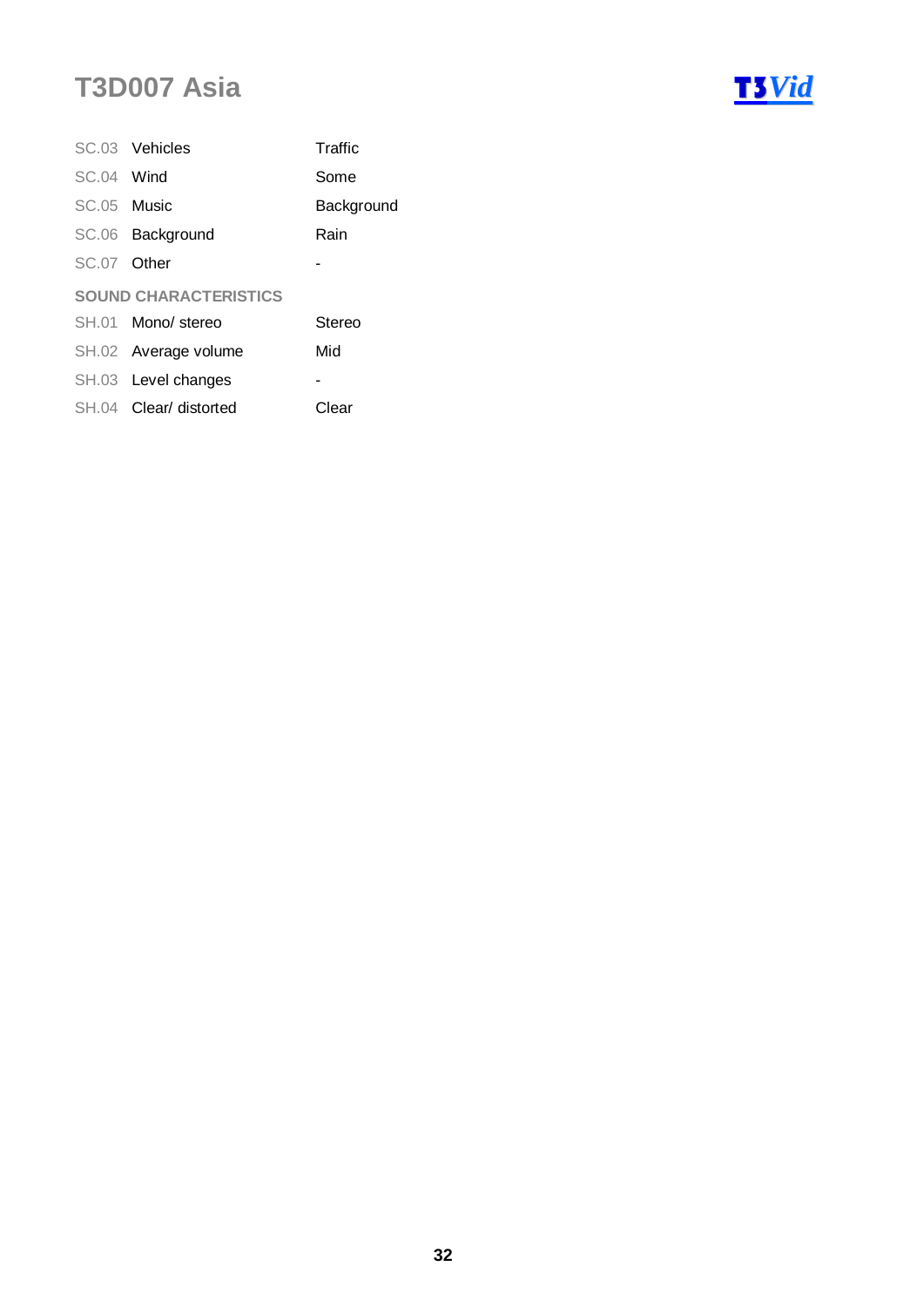| | | |
|---|---|---|
| SC.03 | Vehicles | Traffic |
| SC.04 | Wind | Some |
| SC.05 | Music | Background |
| SC.06 | Background | Rain |
| SC.07 | Other | - |

### SOUND CHARACTERISTICS

| | | |
|---|---|---|
| SH.01 | Mono/ stereo | Stereo |
| SH.02 | Average volume | Mid |
| SH.03 | Level changes | - |
| SH.04 | Clear/ distorted | Clear |